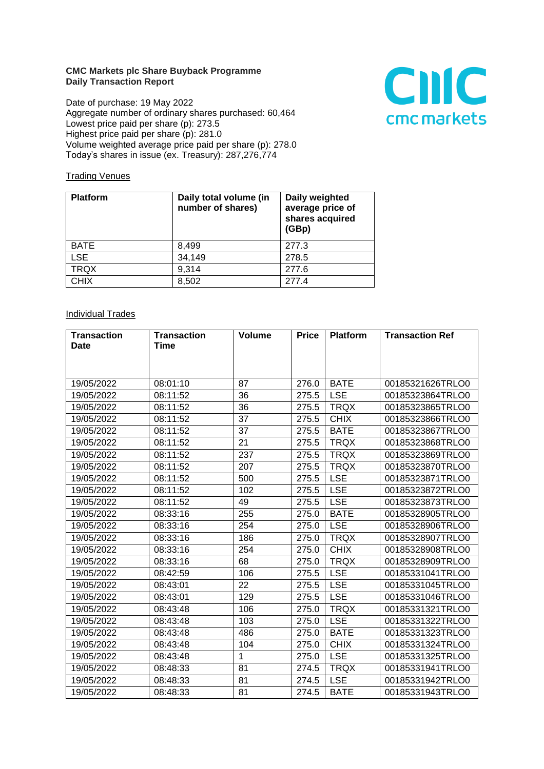**CMC Markets plc Share Buyback Programme**
**Daily Transaction Report**

Date of purchase: 19 May 2022
Aggregate number of ordinary shares purchased: 60,464
Lowest price paid per share (p): 273.5
Highest price paid per share (p): 281.0
Volume weighted average price paid per share (p): 278.0
Today's shares in issue (ex. Treasury): 287,276,774

Trading Venues

| Platform | Daily total volume (in number of shares) | Daily weighted average price of shares acquired (GBp) |
|---|---|---|
| BATE | 8,499 | 277.3 |
| LSE | 34,149 | 278.5 |
| TRQX | 9,314 | 277.6 |
| CHIX | 8,502 | 277.4 |

Individual Trades

| Transaction Date | Transaction Time | Volume | Price | Platform | Transaction Ref |
|---|---|---|---|---|---|
| 19/05/2022 | 08:01:10 | 87 | 276.0 | BATE | 00185321626TRLO0 |
| 19/05/2022 | 08:11:52 | 36 | 275.5 | LSE | 00185323864TRLO0 |
| 19/05/2022 | 08:11:52 | 36 | 275.5 | TRQX | 00185323865TRLO0 |
| 19/05/2022 | 08:11:52 | 37 | 275.5 | CHIX | 00185323866TRLO0 |
| 19/05/2022 | 08:11:52 | 37 | 275.5 | BATE | 00185323867TRLO0 |
| 19/05/2022 | 08:11:52 | 21 | 275.5 | TRQX | 00185323868TRLO0 |
| 19/05/2022 | 08:11:52 | 237 | 275.5 | TRQX | 00185323869TRLO0 |
| 19/05/2022 | 08:11:52 | 207 | 275.5 | TRQX | 00185323870TRLO0 |
| 19/05/2022 | 08:11:52 | 500 | 275.5 | LSE | 00185323871TRLO0 |
| 19/05/2022 | 08:11:52 | 102 | 275.5 | LSE | 00185323872TRLO0 |
| 19/05/2022 | 08:11:52 | 49 | 275.5 | LSE | 00185323873TRLO0 |
| 19/05/2022 | 08:33:16 | 255 | 275.0 | BATE | 00185328905TRLO0 |
| 19/05/2022 | 08:33:16 | 254 | 275.0 | LSE | 00185328906TRLO0 |
| 19/05/2022 | 08:33:16 | 186 | 275.0 | TRQX | 00185328907TRLO0 |
| 19/05/2022 | 08:33:16 | 254 | 275.0 | CHIX | 00185328908TRLO0 |
| 19/05/2022 | 08:33:16 | 68 | 275.0 | TRQX | 00185328909TRLO0 |
| 19/05/2022 | 08:42:59 | 106 | 275.5 | LSE | 00185331041TRLO0 |
| 19/05/2022 | 08:43:01 | 22 | 275.5 | LSE | 00185331045TRLO0 |
| 19/05/2022 | 08:43:01 | 129 | 275.5 | LSE | 00185331046TRLO0 |
| 19/05/2022 | 08:43:48 | 106 | 275.0 | TRQX | 00185331321TRLO0 |
| 19/05/2022 | 08:43:48 | 103 | 275.0 | LSE | 00185331322TRLO0 |
| 19/05/2022 | 08:43:48 | 486 | 275.0 | BATE | 00185331323TRLO0 |
| 19/05/2022 | 08:43:48 | 104 | 275.0 | CHIX | 00185331324TRLO0 |
| 19/05/2022 | 08:43:48 | 1 | 275.0 | LSE | 00185331325TRLO0 |
| 19/05/2022 | 08:48:33 | 81 | 274.5 | TRQX | 00185331941TRLO0 |
| 19/05/2022 | 08:48:33 | 81 | 274.5 | LSE | 00185331942TRLO0 |
| 19/05/2022 | 08:48:33 | 81 | 274.5 | BATE | 00185331943TRLO0 |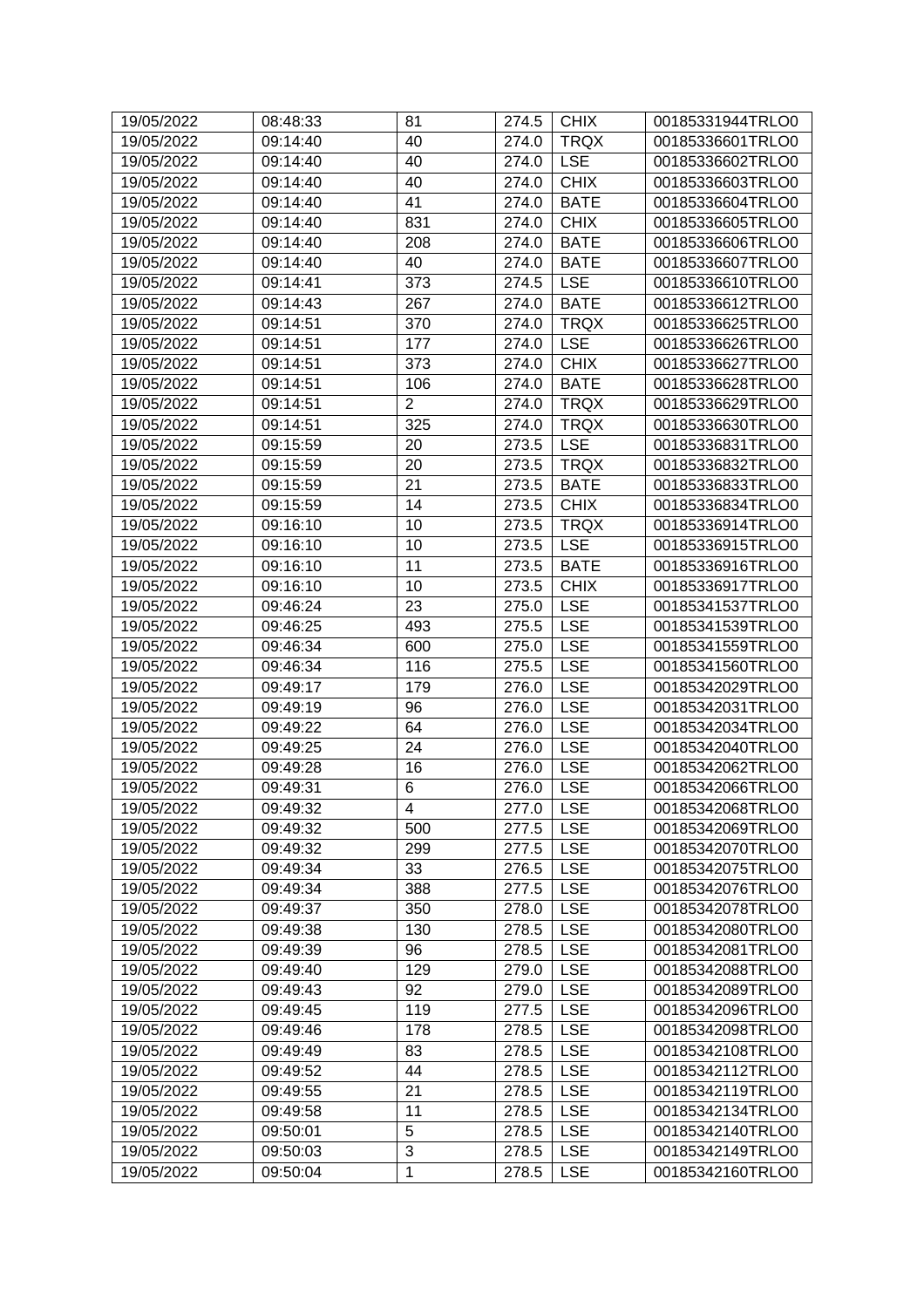| 19/05/2022 | 08:48:33 | 81 | 274.5 | CHIX | 00185331944TRLO0 |
|---|---|---|---|---|---|
| 19/05/2022 | 09:14:40 | 40 | 274.0 | TRQX | 00185336601TRLO0 |
| 19/05/2022 | 09:14:40 | 40 | 274.0 | LSE | 00185336602TRLO0 |
| 19/05/2022 | 09:14:40 | 40 | 274.0 | CHIX | 00185336603TRLO0 |
| 19/05/2022 | 09:14:40 | 41 | 274.0 | BATE | 00185336604TRLO0 |
| 19/05/2022 | 09:14:40 | 831 | 274.0 | CHIX | 00185336605TRLO0 |
| 19/05/2022 | 09:14:40 | 208 | 274.0 | BATE | 00185336606TRLO0 |
| 19/05/2022 | 09:14:40 | 40 | 274.0 | BATE | 00185336607TRLO0 |
| 19/05/2022 | 09:14:41 | 373 | 274.5 | LSE | 00185336610TRLO0 |
| 19/05/2022 | 09:14:43 | 267 | 274.0 | BATE | 00185336612TRLO0 |
| 19/05/2022 | 09:14:51 | 370 | 274.0 | TRQX | 00185336625TRLO0 |
| 19/05/2022 | 09:14:51 | 177 | 274.0 | LSE | 00185336626TRLO0 |
| 19/05/2022 | 09:14:51 | 373 | 274.0 | CHIX | 00185336627TRLO0 |
| 19/05/2022 | 09:14:51 | 106 | 274.0 | BATE | 00185336628TRLO0 |
| 19/05/2022 | 09:14:51 | 2 | 274.0 | TRQX | 00185336629TRLO0 |
| 19/05/2022 | 09:14:51 | 325 | 274.0 | TRQX | 00185336630TRLO0 |
| 19/05/2022 | 09:15:59 | 20 | 273.5 | LSE | 00185336831TRLO0 |
| 19/05/2022 | 09:15:59 | 20 | 273.5 | TRQX | 00185336832TRLO0 |
| 19/05/2022 | 09:15:59 | 21 | 273.5 | BATE | 00185336833TRLO0 |
| 19/05/2022 | 09:15:59 | 14 | 273.5 | CHIX | 00185336834TRLO0 |
| 19/05/2022 | 09:16:10 | 10 | 273.5 | TRQX | 00185336914TRLO0 |
| 19/05/2022 | 09:16:10 | 10 | 273.5 | LSE | 00185336915TRLO0 |
| 19/05/2022 | 09:16:10 | 11 | 273.5 | BATE | 00185336916TRLO0 |
| 19/05/2022 | 09:16:10 | 10 | 273.5 | CHIX | 00185336917TRLO0 |
| 19/05/2022 | 09:46:24 | 23 | 275.0 | LSE | 00185341537TRLO0 |
| 19/05/2022 | 09:46:25 | 493 | 275.5 | LSE | 00185341539TRLO0 |
| 19/05/2022 | 09:46:34 | 600 | 275.0 | LSE | 00185341559TRLO0 |
| 19/05/2022 | 09:46:34 | 116 | 275.5 | LSE | 00185341560TRLO0 |
| 19/05/2022 | 09:49:17 | 179 | 276.0 | LSE | 00185342029TRLO0 |
| 19/05/2022 | 09:49:19 | 96 | 276.0 | LSE | 00185342031TRLO0 |
| 19/05/2022 | 09:49:22 | 64 | 276.0 | LSE | 00185342034TRLO0 |
| 19/05/2022 | 09:49:25 | 24 | 276.0 | LSE | 00185342040TRLO0 |
| 19/05/2022 | 09:49:28 | 16 | 276.0 | LSE | 00185342062TRLO0 |
| 19/05/2022 | 09:49:31 | 6 | 276.0 | LSE | 00185342066TRLO0 |
| 19/05/2022 | 09:49:32 | 4 | 277.0 | LSE | 00185342068TRLO0 |
| 19/05/2022 | 09:49:32 | 500 | 277.5 | LSE | 00185342069TRLO0 |
| 19/05/2022 | 09:49:32 | 299 | 277.5 | LSE | 00185342070TRLO0 |
| 19/05/2022 | 09:49:34 | 33 | 276.5 | LSE | 00185342075TRLO0 |
| 19/05/2022 | 09:49:34 | 388 | 277.5 | LSE | 00185342076TRLO0 |
| 19/05/2022 | 09:49:37 | 350 | 278.0 | LSE | 00185342078TRLO0 |
| 19/05/2022 | 09:49:38 | 130 | 278.5 | LSE | 00185342080TRLO0 |
| 19/05/2022 | 09:49:39 | 96 | 278.5 | LSE | 00185342081TRLO0 |
| 19/05/2022 | 09:49:40 | 129 | 279.0 | LSE | 00185342088TRLO0 |
| 19/05/2022 | 09:49:43 | 92 | 279.0 | LSE | 00185342089TRLO0 |
| 19/05/2022 | 09:49:45 | 119 | 277.5 | LSE | 00185342096TRLO0 |
| 19/05/2022 | 09:49:46 | 178 | 278.5 | LSE | 00185342098TRLO0 |
| 19/05/2022 | 09:49:49 | 83 | 278.5 | LSE | 00185342108TRLO0 |
| 19/05/2022 | 09:49:52 | 44 | 278.5 | LSE | 00185342112TRLO0 |
| 19/05/2022 | 09:49:55 | 21 | 278.5 | LSE | 00185342119TRLO0 |
| 19/05/2022 | 09:49:58 | 11 | 278.5 | LSE | 00185342134TRLO0 |
| 19/05/2022 | 09:50:01 | 5 | 278.5 | LSE | 00185342140TRLO0 |
| 19/05/2022 | 09:50:03 | 3 | 278.5 | LSE | 00185342149TRLO0 |
| 19/05/2022 | 09:50:04 | 1 | 278.5 | LSE | 00185342160TRLO0 |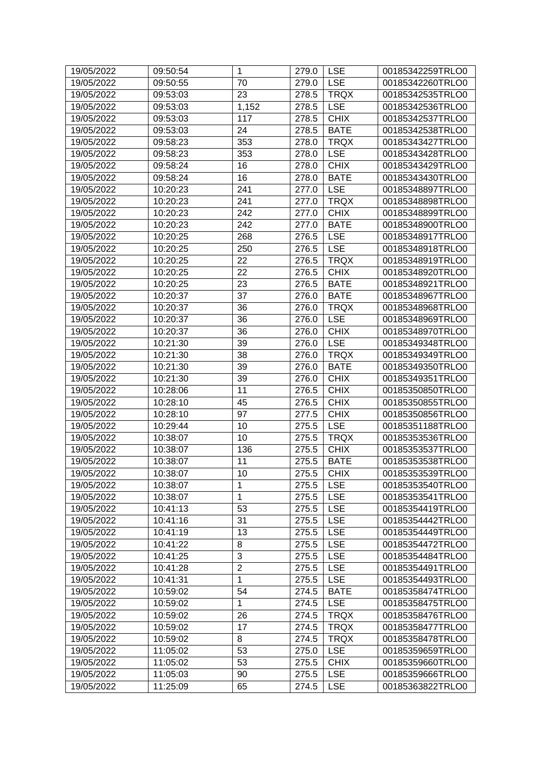| 19/05/2022 | 09:50:54 | 1 | 279.0 | LSE | 00185342259TRLO0 |
|---|---|---|---|---|---|
| 19/05/2022 | 09:50:55 | 70 | 279.0 | LSE | 00185342260TRLO0 |
| 19/05/2022 | 09:53:03 | 23 | 278.5 | TRQX | 00185342535TRLO0 |
| 19/05/2022 | 09:53:03 | 1,152 | 278.5 | LSE | 00185342536TRLO0 |
| 19/05/2022 | 09:53:03 | 117 | 278.5 | CHIX | 00185342537TRLO0 |
| 19/05/2022 | 09:53:03 | 24 | 278.5 | BATE | 00185342538TRLO0 |
| 19/05/2022 | 09:58:23 | 353 | 278.0 | TRQX | 00185343427TRLO0 |
| 19/05/2022 | 09:58:23 | 353 | 278.0 | LSE | 00185343428TRLO0 |
| 19/05/2022 | 09:58:24 | 16 | 278.0 | CHIX | 00185343429TRLO0 |
| 19/05/2022 | 09:58:24 | 16 | 278.0 | BATE | 00185343430TRLO0 |
| 19/05/2022 | 10:20:23 | 241 | 277.0 | LSE | 00185348897TRLO0 |
| 19/05/2022 | 10:20:23 | 241 | 277.0 | TRQX | 00185348898TRLO0 |
| 19/05/2022 | 10:20:23 | 242 | 277.0 | CHIX | 00185348899TRLO0 |
| 19/05/2022 | 10:20:23 | 242 | 277.0 | BATE | 00185348900TRLO0 |
| 19/05/2022 | 10:20:25 | 268 | 276.5 | LSE | 00185348917TRLO0 |
| 19/05/2022 | 10:20:25 | 250 | 276.5 | LSE | 00185348918TRLO0 |
| 19/05/2022 | 10:20:25 | 22 | 276.5 | TRQX | 00185348919TRLO0 |
| 19/05/2022 | 10:20:25 | 22 | 276.5 | CHIX | 00185348920TRLO0 |
| 19/05/2022 | 10:20:25 | 23 | 276.5 | BATE | 00185348921TRLO0 |
| 19/05/2022 | 10:20:37 | 37 | 276.0 | BATE | 00185348967TRLO0 |
| 19/05/2022 | 10:20:37 | 36 | 276.0 | TRQX | 00185348968TRLO0 |
| 19/05/2022 | 10:20:37 | 36 | 276.0 | LSE | 00185348969TRLO0 |
| 19/05/2022 | 10:20:37 | 36 | 276.0 | CHIX | 00185348970TRLO0 |
| 19/05/2022 | 10:21:30 | 39 | 276.0 | LSE | 00185349348TRLO0 |
| 19/05/2022 | 10:21:30 | 38 | 276.0 | TRQX | 00185349349TRLO0 |
| 19/05/2022 | 10:21:30 | 39 | 276.0 | BATE | 00185349350TRLO0 |
| 19/05/2022 | 10:21:30 | 39 | 276.0 | CHIX | 00185349351TRLO0 |
| 19/05/2022 | 10:28:06 | 11 | 276.5 | CHIX | 00185350850TRLO0 |
| 19/05/2022 | 10:28:10 | 45 | 276.5 | CHIX | 00185350855TRLO0 |
| 19/05/2022 | 10:28:10 | 97 | 277.5 | CHIX | 00185350856TRLO0 |
| 19/05/2022 | 10:29:44 | 10 | 275.5 | LSE | 00185351188TRLO0 |
| 19/05/2022 | 10:38:07 | 10 | 275.5 | TRQX | 00185353536TRLO0 |
| 19/05/2022 | 10:38:07 | 136 | 275.5 | CHIX | 00185353537TRLO0 |
| 19/05/2022 | 10:38:07 | 11 | 275.5 | BATE | 00185353538TRLO0 |
| 19/05/2022 | 10:38:07 | 10 | 275.5 | CHIX | 00185353539TRLO0 |
| 19/05/2022 | 10:38:07 | 1 | 275.5 | LSE | 00185353540TRLO0 |
| 19/05/2022 | 10:38:07 | 1 | 275.5 | LSE | 00185353541TRLO0 |
| 19/05/2022 | 10:41:13 | 53 | 275.5 | LSE | 00185354419TRLO0 |
| 19/05/2022 | 10:41:16 | 31 | 275.5 | LSE | 00185354442TRLO0 |
| 19/05/2022 | 10:41:19 | 13 | 275.5 | LSE | 00185354449TRLO0 |
| 19/05/2022 | 10:41:22 | 8 | 275.5 | LSE | 00185354472TRLO0 |
| 19/05/2022 | 10:41:25 | 3 | 275.5 | LSE | 00185354484TRLO0 |
| 19/05/2022 | 10:41:28 | 2 | 275.5 | LSE | 00185354491TRLO0 |
| 19/05/2022 | 10:41:31 | 1 | 275.5 | LSE | 00185354493TRLO0 |
| 19/05/2022 | 10:59:02 | 54 | 274.5 | BATE | 00185358474TRLO0 |
| 19/05/2022 | 10:59:02 | 1 | 274.5 | LSE | 00185358475TRLO0 |
| 19/05/2022 | 10:59:02 | 26 | 274.5 | TRQX | 00185358476TRLO0 |
| 19/05/2022 | 10:59:02 | 17 | 274.5 | TRQX | 00185358477TRLO0 |
| 19/05/2022 | 10:59:02 | 8 | 274.5 | TRQX | 00185358478TRLO0 |
| 19/05/2022 | 11:05:02 | 53 | 275.0 | LSE | 00185359659TRLO0 |
| 19/05/2022 | 11:05:02 | 53 | 275.5 | CHIX | 00185359660TRLO0 |
| 19/05/2022 | 11:05:03 | 90 | 275.5 | LSE | 00185359666TRLO0 |
| 19/05/2022 | 11:25:09 | 65 | 274.5 | LSE | 00185363822TRLO0 |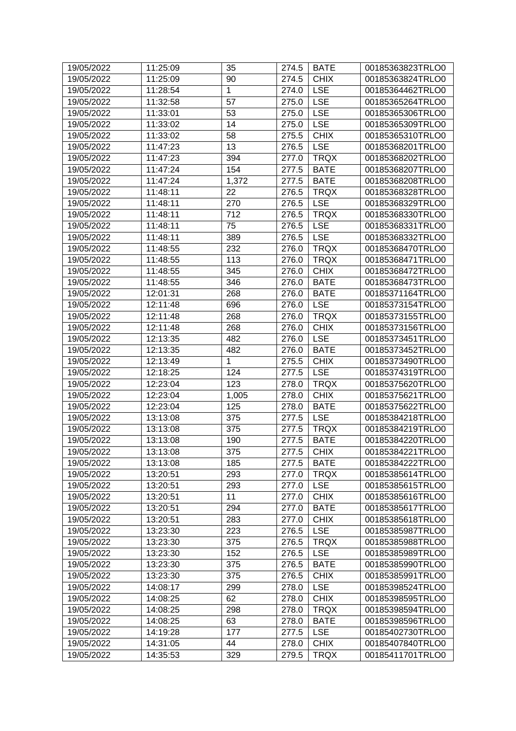| 19/05/2022 | 11:25:09 | 35 | 274.5 | BATE | 00185363823TRLO0 |
|---|---|---|---|---|---|
| 19/05/2022 | 11:25:09 | 90 | 274.5 | CHIX | 00185363824TRLO0 |
| 19/05/2022 | 11:28:54 | 1 | 274.0 | LSE | 00185364462TRLO0 |
| 19/05/2022 | 11:32:58 | 57 | 275.0 | LSE | 00185365264TRLO0 |
| 19/05/2022 | 11:33:01 | 53 | 275.0 | LSE | 00185365306TRLO0 |
| 19/05/2022 | 11:33:02 | 14 | 275.0 | LSE | 00185365309TRLO0 |
| 19/05/2022 | 11:33:02 | 58 | 275.5 | CHIX | 00185365310TRLO0 |
| 19/05/2022 | 11:47:23 | 13 | 276.5 | LSE | 00185368201TRLO0 |
| 19/05/2022 | 11:47:23 | 394 | 277.0 | TRQX | 00185368202TRLO0 |
| 19/05/2022 | 11:47:24 | 154 | 277.5 | BATE | 00185368207TRLO0 |
| 19/05/2022 | 11:47:24 | 1,372 | 277.5 | BATE | 00185368208TRLO0 |
| 19/05/2022 | 11:48:11 | 22 | 276.5 | TRQX | 00185368328TRLO0 |
| 19/05/2022 | 11:48:11 | 270 | 276.5 | LSE | 00185368329TRLO0 |
| 19/05/2022 | 11:48:11 | 712 | 276.5 | TRQX | 00185368330TRLO0 |
| 19/05/2022 | 11:48:11 | 75 | 276.5 | LSE | 00185368331TRLO0 |
| 19/05/2022 | 11:48:11 | 389 | 276.5 | LSE | 00185368332TRLO0 |
| 19/05/2022 | 11:48:55 | 232 | 276.0 | TRQX | 00185368470TRLO0 |
| 19/05/2022 | 11:48:55 | 113 | 276.0 | TRQX | 00185368471TRLO0 |
| 19/05/2022 | 11:48:55 | 345 | 276.0 | CHIX | 00185368472TRLO0 |
| 19/05/2022 | 11:48:55 | 346 | 276.0 | BATE | 00185368473TRLO0 |
| 19/05/2022 | 12:01:31 | 268 | 276.0 | BATE | 00185371164TRLO0 |
| 19/05/2022 | 12:11:48 | 696 | 276.0 | LSE | 00185373154TRLO0 |
| 19/05/2022 | 12:11:48 | 268 | 276.0 | TRQX | 00185373155TRLO0 |
| 19/05/2022 | 12:11:48 | 268 | 276.0 | CHIX | 00185373156TRLO0 |
| 19/05/2022 | 12:13:35 | 482 | 276.0 | LSE | 00185373451TRLO0 |
| 19/05/2022 | 12:13:35 | 482 | 276.0 | BATE | 00185373452TRLO0 |
| 19/05/2022 | 12:13:49 | 1 | 275.5 | CHIX | 00185373490TRLO0 |
| 19/05/2022 | 12:18:25 | 124 | 277.5 | LSE | 00185374319TRLO0 |
| 19/05/2022 | 12:23:04 | 123 | 278.0 | TRQX | 00185375620TRLO0 |
| 19/05/2022 | 12:23:04 | 1,005 | 278.0 | CHIX | 00185375621TRLO0 |
| 19/05/2022 | 12:23:04 | 125 | 278.0 | BATE | 00185375622TRLO0 |
| 19/05/2022 | 13:13:08 | 375 | 277.5 | LSE | 00185384218TRLO0 |
| 19/05/2022 | 13:13:08 | 375 | 277.5 | TRQX | 00185384219TRLO0 |
| 19/05/2022 | 13:13:08 | 190 | 277.5 | BATE | 00185384220TRLO0 |
| 19/05/2022 | 13:13:08 | 375 | 277.5 | CHIX | 00185384221TRLO0 |
| 19/05/2022 | 13:13:08 | 185 | 277.5 | BATE | 00185384222TRLO0 |
| 19/05/2022 | 13:20:51 | 293 | 277.0 | TRQX | 00185385614TRLO0 |
| 19/05/2022 | 13:20:51 | 293 | 277.0 | LSE | 00185385615TRLO0 |
| 19/05/2022 | 13:20:51 | 11 | 277.0 | CHIX | 00185385616TRLO0 |
| 19/05/2022 | 13:20:51 | 294 | 277.0 | BATE | 00185385617TRLO0 |
| 19/05/2022 | 13:20:51 | 283 | 277.0 | CHIX | 00185385618TRLO0 |
| 19/05/2022 | 13:23:30 | 223 | 276.5 | LSE | 00185385987TRLO0 |
| 19/05/2022 | 13:23:30 | 375 | 276.5 | TRQX | 00185385988TRLO0 |
| 19/05/2022 | 13:23:30 | 152 | 276.5 | LSE | 00185385989TRLO0 |
| 19/05/2022 | 13:23:30 | 375 | 276.5 | BATE | 00185385990TRLO0 |
| 19/05/2022 | 13:23:30 | 375 | 276.5 | CHIX | 00185385991TRLO0 |
| 19/05/2022 | 14:08:17 | 299 | 278.0 | LSE | 00185398524TRLO0 |
| 19/05/2022 | 14:08:25 | 62 | 278.0 | CHIX | 00185398595TRLO0 |
| 19/05/2022 | 14:08:25 | 298 | 278.0 | TRQX | 00185398594TRLO0 |
| 19/05/2022 | 14:08:25 | 63 | 278.0 | BATE | 00185398596TRLO0 |
| 19/05/2022 | 14:19:28 | 177 | 277.5 | LSE | 00185402730TRLO0 |
| 19/05/2022 | 14:31:05 | 44 | 278.0 | CHIX | 00185407840TRLO0 |
| 19/05/2022 | 14:35:53 | 329 | 279.5 | TRQX | 00185411701TRLO0 |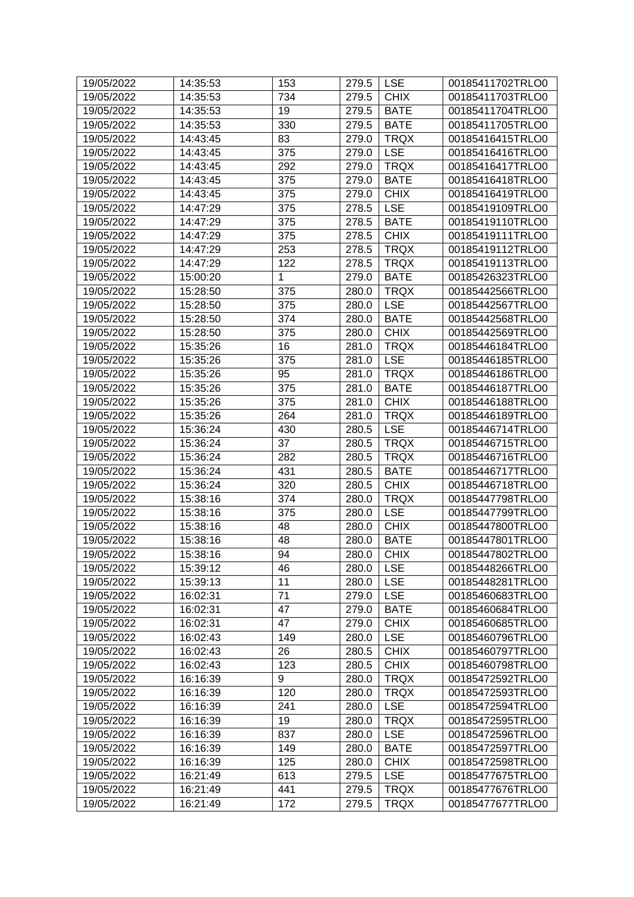| 19/05/2022 | 14:35:53 | 153 | 279.5 | LSE | 00185411702TRLO0 |
|---|---|---|---|---|---|
| 19/05/2022 | 14:35:53 | 734 | 279.5 | CHIX | 00185411703TRLO0 |
| 19/05/2022 | 14:35:53 | 19 | 279.5 | BATE | 00185411704TRLO0 |
| 19/05/2022 | 14:35:53 | 330 | 279.5 | BATE | 00185411705TRLO0 |
| 19/05/2022 | 14:43:45 | 83 | 279.0 | TRQX | 00185416415TRLO0 |
| 19/05/2022 | 14:43:45 | 375 | 279.0 | LSE | 00185416416TRLO0 |
| 19/05/2022 | 14:43:45 | 292 | 279.0 | TRQX | 00185416417TRLO0 |
| 19/05/2022 | 14:43:45 | 375 | 279.0 | BATE | 00185416418TRLO0 |
| 19/05/2022 | 14:43:45 | 375 | 279.0 | CHIX | 00185416419TRLO0 |
| 19/05/2022 | 14:47:29 | 375 | 278.5 | LSE | 00185419109TRLO0 |
| 19/05/2022 | 14:47:29 | 375 | 278.5 | BATE | 00185419110TRLO0 |
| 19/05/2022 | 14:47:29 | 375 | 278.5 | CHIX | 00185419111TRLO0 |
| 19/05/2022 | 14:47:29 | 253 | 278.5 | TRQX | 00185419112TRLO0 |
| 19/05/2022 | 14:47:29 | 122 | 278.5 | TRQX | 00185419113TRLO0 |
| 19/05/2022 | 15:00:20 | 1 | 279.0 | BATE | 00185426323TRLO0 |
| 19/05/2022 | 15:28:50 | 375 | 280.0 | TRQX | 00185442566TRLO0 |
| 19/05/2022 | 15:28:50 | 375 | 280.0 | LSE | 00185442567TRLO0 |
| 19/05/2022 | 15:28:50 | 374 | 280.0 | BATE | 00185442568TRLO0 |
| 19/05/2022 | 15:28:50 | 375 | 280.0 | CHIX | 00185442569TRLO0 |
| 19/05/2022 | 15:35:26 | 16 | 281.0 | TRQX | 00185446184TRLO0 |
| 19/05/2022 | 15:35:26 | 375 | 281.0 | LSE | 00185446185TRLO0 |
| 19/05/2022 | 15:35:26 | 95 | 281.0 | TRQX | 00185446186TRLO0 |
| 19/05/2022 | 15:35:26 | 375 | 281.0 | BATE | 00185446187TRLO0 |
| 19/05/2022 | 15:35:26 | 375 | 281.0 | CHIX | 00185446188TRLO0 |
| 19/05/2022 | 15:35:26 | 264 | 281.0 | TRQX | 00185446189TRLO0 |
| 19/05/2022 | 15:36:24 | 430 | 280.5 | LSE | 00185446714TRLO0 |
| 19/05/2022 | 15:36:24 | 37 | 280.5 | TRQX | 00185446715TRLO0 |
| 19/05/2022 | 15:36:24 | 282 | 280.5 | TRQX | 00185446716TRLO0 |
| 19/05/2022 | 15:36:24 | 431 | 280.5 | BATE | 00185446717TRLO0 |
| 19/05/2022 | 15:36:24 | 320 | 280.5 | CHIX | 00185446718TRLO0 |
| 19/05/2022 | 15:38:16 | 374 | 280.0 | TRQX | 00185447798TRLO0 |
| 19/05/2022 | 15:38:16 | 375 | 280.0 | LSE | 00185447799TRLO0 |
| 19/05/2022 | 15:38:16 | 48 | 280.0 | CHIX | 00185447800TRLO0 |
| 19/05/2022 | 15:38:16 | 48 | 280.0 | BATE | 00185447801TRLO0 |
| 19/05/2022 | 15:38:16 | 94 | 280.0 | CHIX | 00185447802TRLO0 |
| 19/05/2022 | 15:39:12 | 46 | 280.0 | LSE | 00185448266TRLO0 |
| 19/05/2022 | 15:39:13 | 11 | 280.0 | LSE | 00185448281TRLO0 |
| 19/05/2022 | 16:02:31 | 71 | 279.0 | LSE | 00185460683TRLO0 |
| 19/05/2022 | 16:02:31 | 47 | 279.0 | BATE | 00185460684TRLO0 |
| 19/05/2022 | 16:02:31 | 47 | 279.0 | CHIX | 00185460685TRLO0 |
| 19/05/2022 | 16:02:43 | 149 | 280.0 | LSE | 00185460796TRLO0 |
| 19/05/2022 | 16:02:43 | 26 | 280.5 | CHIX | 00185460797TRLO0 |
| 19/05/2022 | 16:02:43 | 123 | 280.5 | CHIX | 00185460798TRLO0 |
| 19/05/2022 | 16:16:39 | 9 | 280.0 | TRQX | 00185472592TRLO0 |
| 19/05/2022 | 16:16:39 | 120 | 280.0 | TRQX | 00185472593TRLO0 |
| 19/05/2022 | 16:16:39 | 241 | 280.0 | LSE | 00185472594TRLO0 |
| 19/05/2022 | 16:16:39 | 19 | 280.0 | TRQX | 00185472595TRLO0 |
| 19/05/2022 | 16:16:39 | 837 | 280.0 | LSE | 00185472596TRLO0 |
| 19/05/2022 | 16:16:39 | 149 | 280.0 | BATE | 00185472597TRLO0 |
| 19/05/2022 | 16:16:39 | 125 | 280.0 | CHIX | 00185472598TRLO0 |
| 19/05/2022 | 16:21:49 | 613 | 279.5 | LSE | 00185477675TRLO0 |
| 19/05/2022 | 16:21:49 | 441 | 279.5 | TRQX | 00185477676TRLO0 |
| 19/05/2022 | 16:21:49 | 172 | 279.5 | TRQX | 00185477677TRLO0 |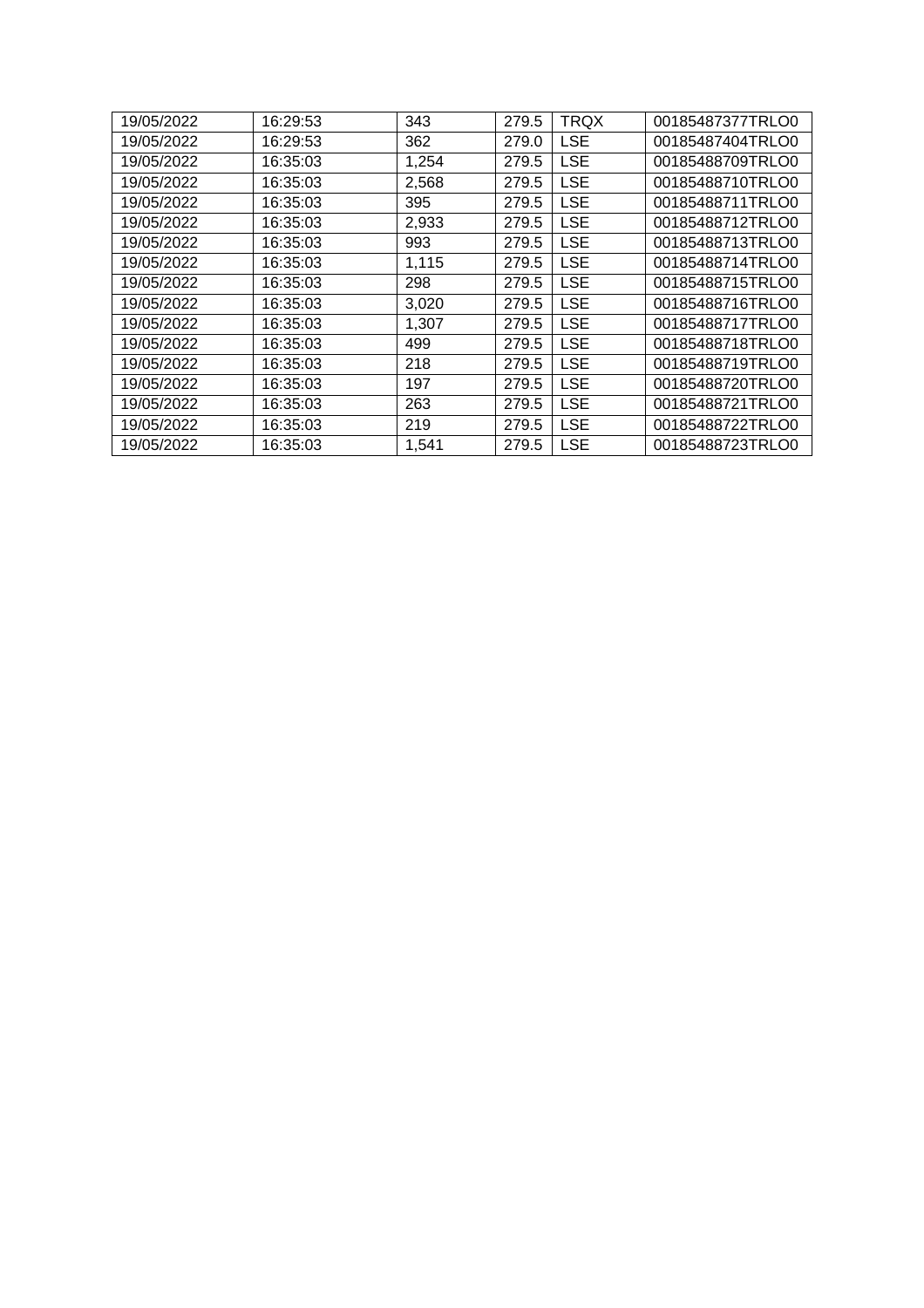| | | | | | |
|---|---|---|---|---|---|
| 19/05/2022 | 16:29:53 | 343 | 279.5 | TRQX | 00185487377TRLO0 |
| 19/05/2022 | 16:29:53 | 362 | 279.0 | LSE | 00185487404TRLO0 |
| 19/05/2022 | 16:35:03 | 1,254 | 279.5 | LSE | 00185488709TRLO0 |
| 19/05/2022 | 16:35:03 | 2,568 | 279.5 | LSE | 00185488710TRLO0 |
| 19/05/2022 | 16:35:03 | 395 | 279.5 | LSE | 00185488711TRLO0 |
| 19/05/2022 | 16:35:03 | 2,933 | 279.5 | LSE | 00185488712TRLO0 |
| 19/05/2022 | 16:35:03 | 993 | 279.5 | LSE | 00185488713TRLO0 |
| 19/05/2022 | 16:35:03 | 1,115 | 279.5 | LSE | 00185488714TRLO0 |
| 19/05/2022 | 16:35:03 | 298 | 279.5 | LSE | 00185488715TRLO0 |
| 19/05/2022 | 16:35:03 | 3,020 | 279.5 | LSE | 00185488716TRLO0 |
| 19/05/2022 | 16:35:03 | 1,307 | 279.5 | LSE | 00185488717TRLO0 |
| 19/05/2022 | 16:35:03 | 499 | 279.5 | LSE | 00185488718TRLO0 |
| 19/05/2022 | 16:35:03 | 218 | 279.5 | LSE | 00185488719TRLO0 |
| 19/05/2022 | 16:35:03 | 197 | 279.5 | LSE | 00185488720TRLO0 |
| 19/05/2022 | 16:35:03 | 263 | 279.5 | LSE | 00185488721TRLO0 |
| 19/05/2022 | 16:35:03 | 219 | 279.5 | LSE | 00185488722TRLO0 |
| 19/05/2022 | 16:35:03 | 1,541 | 279.5 | LSE | 00185488723TRLO0 |